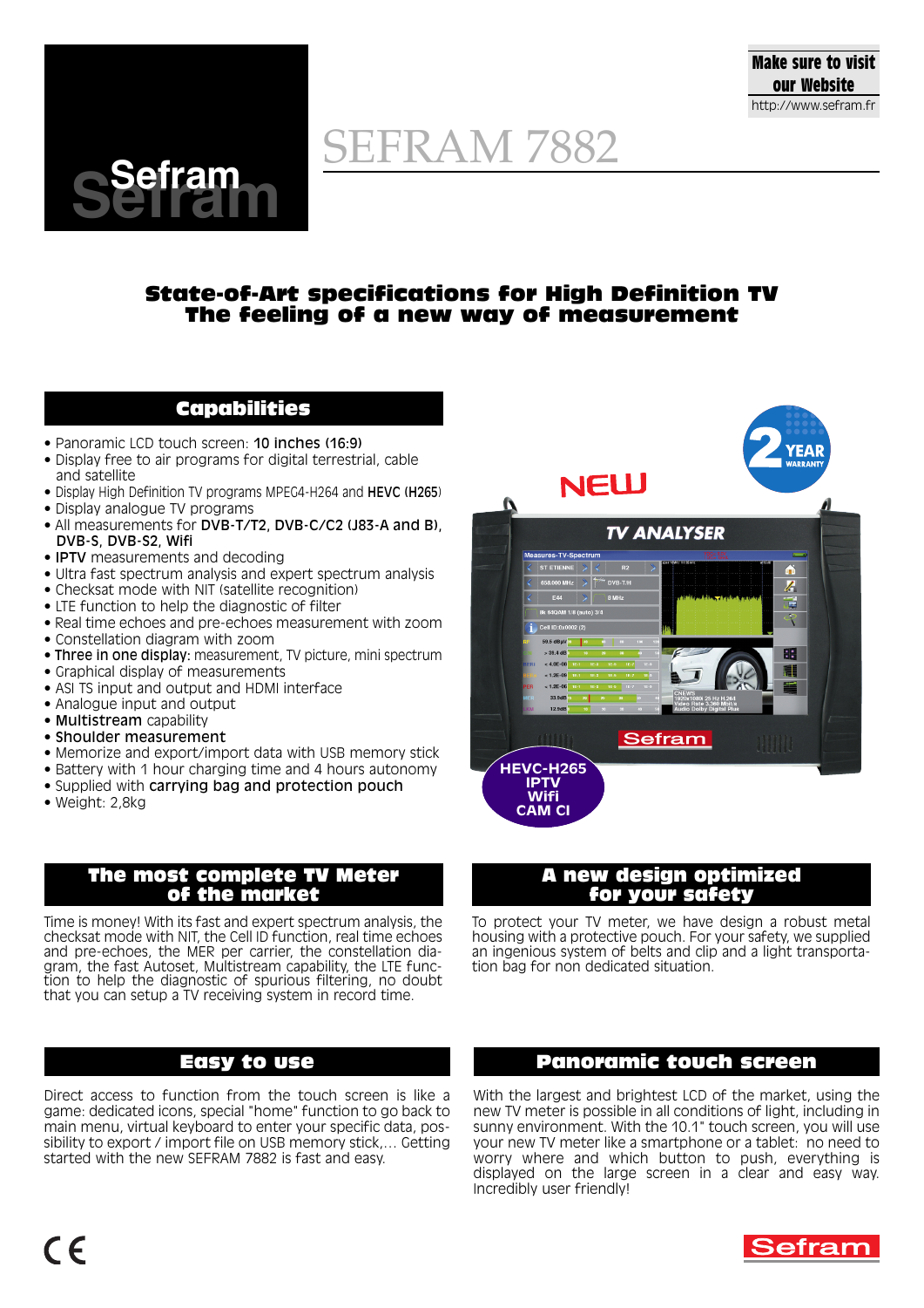Make sure to visit our Website
http://www.sefram.fr

# SEFRAM 7882

## State-of-Art specifications for High Definition TV
## The feeling of a new way of measurement

## Capabilities

- Panoramic LCD touch screen: **10 inches (16:9)**
- Display free to air programs for digital terrestrial, cable and satellite
- Display High Definition TV programs MPEG4-H264 and **HEVC (H265)**
- Display analogue TV programs
- All measurements for **DVB-T/T2, DVB-C/C2 (J83-A and B), DVB-S, DVB-S2, Wifi**
- **IPTV** measurements and decoding
- Ultra fast spectrum analysis and expert spectrum analysis
- Checksat mode with NIT (satellite recognition)
- LTE function to help the diagnostic of filter
- Real time echoes and pre-echoes measurement with zoom
- Constellation diagram with zoom
- **Three in one display:** measurement, TV picture, mini spectrum
- Graphical display of measurements
- ASI TS input and output and HDMI interface
- Analogue input and output
- **Multistream** capability
- **Shoulder measurement**
- Memorize and export/import data with USB memory stick
- Battery with 1 hour charging time and 4 hours autonomy
- Supplied with **carrying bag and protection pouch**
- Weight: 2,8kg

NEW

2 YEAR WARRANTY

HEVC-H265
IPTV
Wifi
CAM CI

## The most complete TV Meter of the market

Time is money! With its fast and expert spectrum analysis, the checksat mode with NIT, the Cell ID function, real time echoes and pre-echoes, the MER per carrier, the constellation diagram, the fast Autoset, Multistream capability, the LTE function to help the diagnostic of spurious filtering, no doubt that you can setup a TV receiving system in record time.

## A new design optimized for your safety

To protect your TV meter, we have design a robust metal housing with a protective pouch. For your safety, we supplied an ingenious system of belts and clip and a light transportation bag for non dedicated situation.

## Easy to use

Direct access to function from the touch screen is like a game: dedicated icons, special "home" function to go back to main menu, virtual keyboard to enter your specific data, possibility to export / import file on USB memory stick,... Getting started with the new SEFRAM 7882 is fast and easy.

## Panoramic touch screen

With the largest and brightest LCD of the market, using the new TV meter is possible in all conditions of light, including in sunny environment. With the 10.1" touch screen, you will use your new TV meter like a smartphone or a tablet: no need to worry where and which button to push, everything is displayed on the large screen in a clear and easy way. Incredibly user friendly!

CE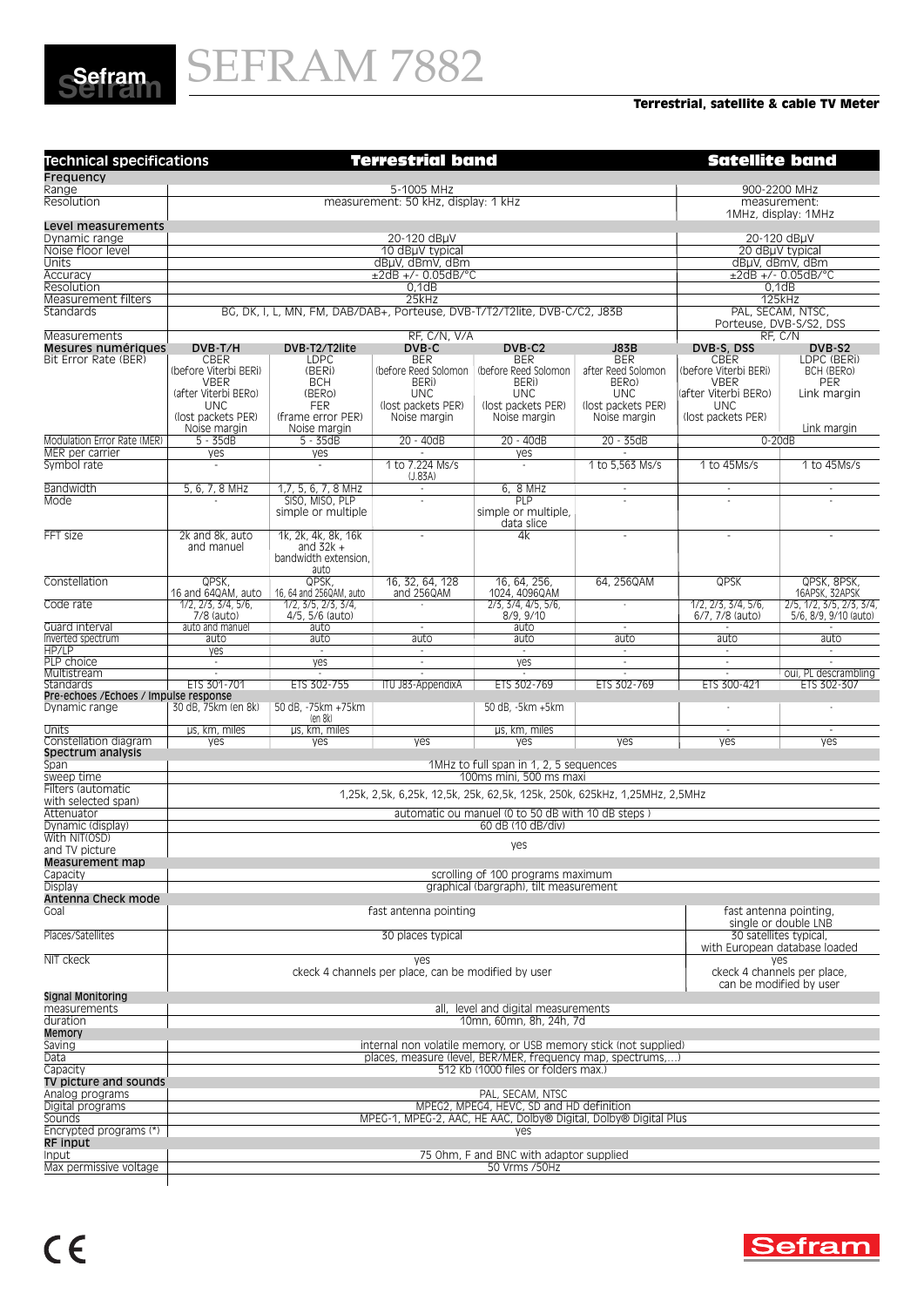# SEFRAM 7882

**Terrestrial, satellite & cable TV Meter**

| Technical specifications | Terrestrial band | | | | | Satellite band | |
|---|---|---|---|---|---|---|---|
| **Frequency** | | | | | | | |
| Range | 5-1005 MHz | | | | | 900-2200 MHz | |
| Resolution | measurement: 50 kHz, display: 1 kHz | | | | | measurement: 1MHz, display: 1MHz | |
| **Level measurements** | | | | | | | |
| Dynamic range | 20-120 dBµV | | | | | 20-120 dBµV | |
| Noise floor level | 10 dBµV typical | | | | | 20 dBµV typical | |
| Units | dBµV, dBmV, dBm | | | | | dBµV, dBmV, dBm | |
| Accuracy | ±2dB +/- 0.05dB/°C | | | | | ±2dB +/- 0.05dB/°C | |
| Resolution | 0,1dB | | | | | 0,1dB | |
| Measurement filters | 25kHz | | | | | 125kHz | |
| Standards | BG, DK, I, L, MN, FM, DAB/DAB+, Porteuse, DVB-T/T2/T2lite, DVB-C/C2, J83B | | | | | PAL, SECAM, NTSC, Porteuse, DVB-S/S2, DSS | |
| Measurements | RF, C/N, V/A | | | | | RF, C/N | |
| **Mesures numériques** | **DVB-T/H** | **DVB-T2/T2lite** | **DVB-C** | **DVB-C2** | **J83B** | **DVB-S, DSS** | **DVB-S2** |
| Bit Error Rate (BER) | CBER (before Viterbi BERi) VBER (after Viterbi BERo) UNC (lost packets PER) Noise margin | LDPC (BERi) BCH (BERo) FER (frame error PER) Noise margin | BER (before Reed Solomon BERi) UNC (lost packets PER) Noise margin | BER (before Reed Solomon BERi) UNC (lost packets PER) Noise margin | BER after Reed Solomon BERo) UNC (lost packets PER) Noise margin | CBER (before Viterbi BERi) VBER (after Viterbi BERo) UNC (lost packets PER) | LDPC (BERi) BCH (BERo) PER Link margin Link margin |
| Modulation Error Rate (MER) | 5 - 35dB | 5 - 35dB | 20 - 40dB | 20 - 40dB | 20 - 35dB | 0-20dB | |
| MER per carrier | yes | yes | - | yes | - | | |
| Symbol rate | - | - | 1 to 7.224 Ms/s (J.83A) | - | 1 to 5,563 Ms/s | 1 to 45Ms/s | 1 to 45Ms/s |
| Bandwidth | 5, 6, 7, 8 MHz | 1,7, 5, 6, 7, 8 MHz | - | 6, 8 MHz | - | - | - |
| Mode | - | SISO, MISO, PLP simple or multiple | - | PLP simple or multiple, data slice | - | - | - |
| FFT size | 2k and 8k, auto and manuel | 1k, 2k, 4k, 8k, 16k and 32k + bandwidth extension, auto | - | 4k | - | - | - |
| Constellation | QPSK, 16 and 64QAM, auto | QPSK, 16, 64 and 256QAM, auto | 16, 32, 64, 128 and 256QAM | 16, 64, 256, 1024, 4096QAM | 64, 256QAM | QPSK | QPSK, 8PSK, 16APSK, 32APSK |
| Code rate | 1/2, 2/3, 3/4, 5/6, 7/8 (auto) | 1/2, 3/5, 2/3, 3/4, 4/5, 5/6 (auto) | - | 2/3, 3/4, 4/5, 5/6, 8/9, 9/10 | - | 1/2, 2/3, 3/4, 5/6, 6/7, 7/8 (auto) | 2/5, 1/2, 3/5, 2/3, 3/4, 5/6, 8/9, 9/10 (auto) |
| Guard interval | auto and manuel | auto | - | auto | - | - | - |
| Inverted spectrum | auto | auto | auto | auto | auto | auto | auto |
| HP/LP | yes | - | - | - | - | - | - |
| PLP choice | - | yes | - | yes | - | - | - |
| Multistream | - | - | - | - | - | - | oui, PL descrambling |
| Standards | ETS 301-701 | ETS 302-755 | ITU J83-AppendixA | ETS 302-769 | ETS 302-769 | ETS 300-421 | ETS 302-307 |
| **Pre-echoes /Echoes / Impulse response** | | | | | | | |
| Dynamic range | 30 dB, 75km (en 8k) | 50 dB, -75km +75km (en 8k) | | 50 dB, -5km +5km | | - | - |
| Units | µs, km, miles | µs, km, miles | | µs, km, miles | | - | - |
| Constellation diagram | yes | yes | yes | yes | yes | yes | yes |
| **Spectrum analysis** | | | | | | | |
| Span | 1MHz to full span in 1, 2, 5 sequences | | | | | | |
| sweep time | 100ms mini, 500 ms maxi | | | | | | |
| Filters (automatic with selected span) | 1,25k, 2,5k, 6,25k, 12,5k, 25k, 62,5k, 125k, 250k, 625kHz, 1,25MHz, 2,5MHz | | | | | | |
| Attenuator | automatic ou manuel (0 to 50 dB with 10 dB steps ) | | | | | | |
| Dynamic (display) | 60 dB (10 dB/div) | | | | | | |
| With NIT(OSD) and TV picture | yes | | | | | | |
| **Measurement map** | | | | | | | |
| Capacity | scrolling of 100 programs maximum | | | | | | |
| Display | graphical (bargraph), tilt measurement | | | | | | |
| **Antenna Check mode** | | | | | | | |
| Goal | fast antenna pointing | | | | | fast antenna pointing, single or double LNB | |
| Places/Satellites | 30 places typical | | | | | 30 satellites typical, with European database loaded | |
| NIT ckeck | yes ckeck 4 channels per place, can be modified by user | | | | | yes ckeck 4 channels per place, can be modified by user | |
| **Signal Monitoring** | | | | | | | |
| measurements | all, level and digital measurements | | | | | | |
| duration | 10mn, 60mn, 8h, 24h, 7d | | | | | | |
| **Memory** | | | | | | | |
| Saving | internal non volatile memory, or USB memory stick (not supplied) | | | | | | |
| Data | places, measure (level, BER/MER, frequency map, spectrums,...) | | | | | | |
| Capacity | 512 Kb (1000 files or folders max.) | | | | | | |
| **TV picture and sounds** | | | | | | | |
| Analog programs | PAL, SECAM, NTSC | | | | | | |
| Digital programs | MPEG2, MPEG4, HEVC, SD and HD definition | | | | | | |
| Sounds | MPEG-1, MPEG-2, AAC, HE AAC, Dolby® Digital, Dolby® Digital Plus | | | | | | |
| Encrypted programs (*) | yes | | | | | | |
| **RF input** | | | | | | | |
| Input | 75 Ohm, F and BNC with adaptor supplied | | | | | | |
| Max permissive voltage | 50 Vrms /50Hz | | | | | | |

CE

Sefram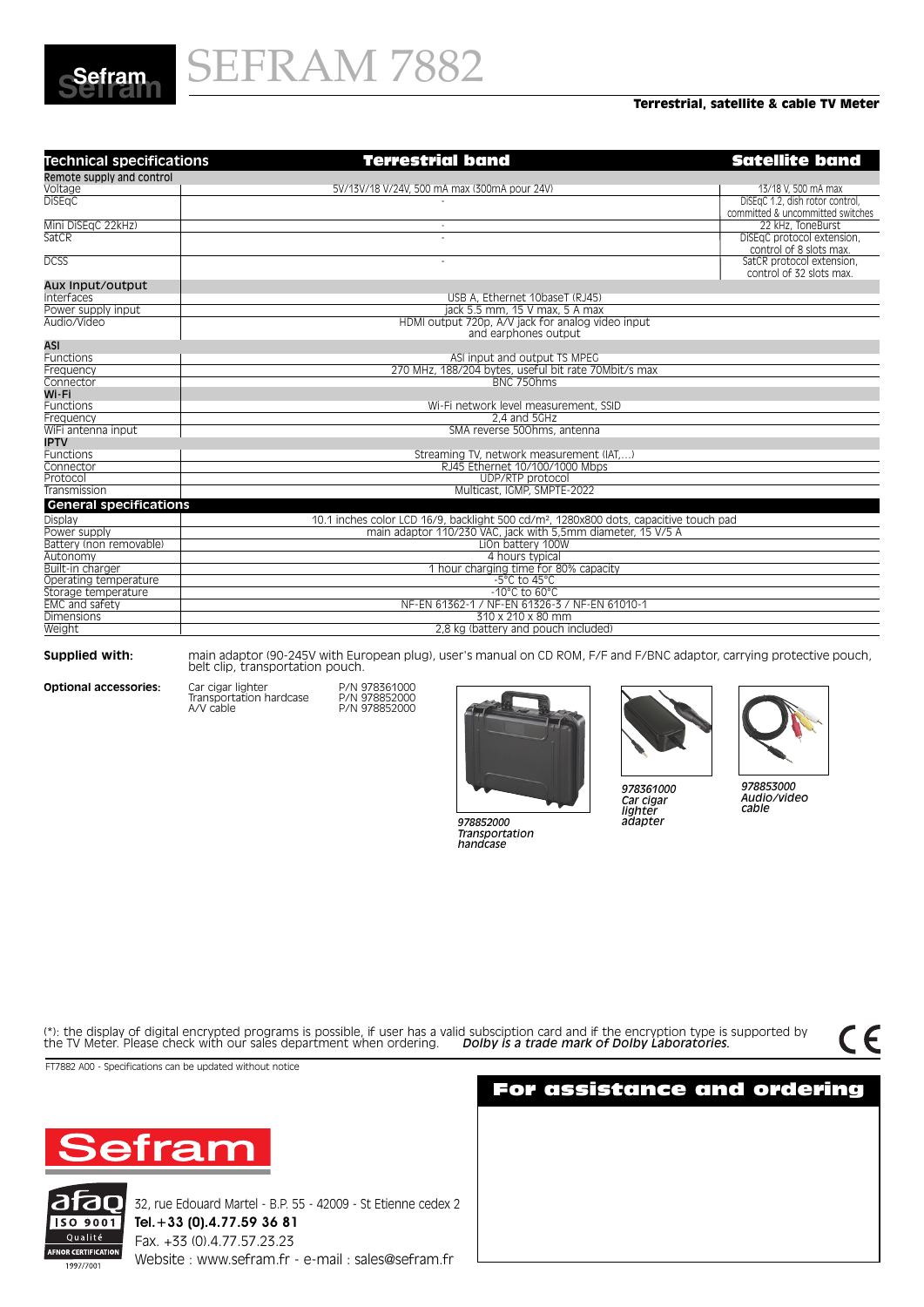# SEFRAM 7882

**Terrestrial, satellite & cable TV Meter**

| Technical specifications | Terrestrial band | Satellite band |
|---|---|---|
| **Remote supply and control** | | |
| Voltage | 5V/13V/18 V/24V, 500 mA max (300mA pour 24V) | 13/18 V, 500 mA max |
| DiSEqC | - | DiSEqC 1.2, dish rotor control, committed & uncommitted switches |
| Mini DiSEqC 22kHz) | - | 22 kHz, ToneBurst |
| SatCR | - | DiSEqC protocol extension, control of 8 slots max. |
| DCSS | - | SatCR protocol extension, control of 32 slots max. |
| **Aux input/output** | | |
| Interfaces | USB A, Ethernet 10baseT (RJ45) | |
| Power supply input | jack 5.5 mm, 15 V max, 5 A max | |
| Audio/Video | HDMI output 720p, A/V jack for analog video input and earphones output | |
| **ASI** | | |
| Functions | ASI input and output TS MPEG | |
| Frequency | 270 MHz, 188/204 bytes, useful bit rate 70Mbit/s max | |
| Connector | BNC 75Ohms | |
| **Wi-Fi** | | |
| Functions | Wi-Fi network level measurement, SSID | |
| Frequency | 2,4 and 5GHz | |
| WiFi antenna input | SMA reverse 50Ohms, antenna | |
| **IPTV** | | |
| Functions | Streaming TV, network measurement (IAT,...) | |
| Connector | RJ45 Ethernet 10/100/1000 Mbps | |
| Protocol | UDP/RTP protocol | |
| Transmission | Multicast, IGMP, SMPTE-2022 | |

| General specifications | |
|---|---|
| Display | 10.1 inches color LCD 16/9, backlight 500 cd/m², 1280x800 dots, capacitive touch pad |
| Power supply | main adaptor 110/230 VAC, jack with 5,5mm diameter, 15 V/5 A |
| Battery (non removable) | LiOn battery 100W |
| Autonomy | 4 hours typical |
| Built-in charger | 1 hour charging time for 80% capacity |
| Operating temperature | -5°C to 45°C |
| Storage temperature | -10°C to 60°C |
| EMC and safety | NF-EN 61362-1 / NF-EN 61326-3 / NF-EN 61010-1 |
| Dimensions | 310 x 210 x 80 mm |
| Weight | 2,8 kg (battery and pouch included) |

**Supplied with:** main adaptor (90-245V with European plug), user's manual on CD ROM, F/F and F/BNC adaptor, carrying protective pouch, belt clip, transportation pouch.

**Optional accessories:**

| | |
|---|---|
| Car cigar lighter | P/N 978361000 |
| Transportation hardcase | P/N 978852000 |
| A/V cable | P/N 978852000 |

*978852000 Transportation handcase*

*978361000 Car cigar lighter adapter*

*978853000 Audio/video cable*

(*): the display of digital encrypted programs is possible, if user has a valid subsciption card and if the encryption type is supported by the TV Meter. Please check with our sales department when ordering. *Dolby is a trade mark of Dolby Laboratories.*

FT7882 A00 - Specifications can be updated without notice

**For assistance and ordering**

Sefram

afaq ISO 9001 Qualité AFNOR CERTIFICATION 1997/7001

32, rue Edouard Martel - B.P. 55 - 42009 - St Etienne cedex 2
**Tel.+33 (0).4.77.59 36 81**
Fax. +33 (0).4.77.57.23.23
Website : www.sefram.fr - e-mail : sales@sefram.fr